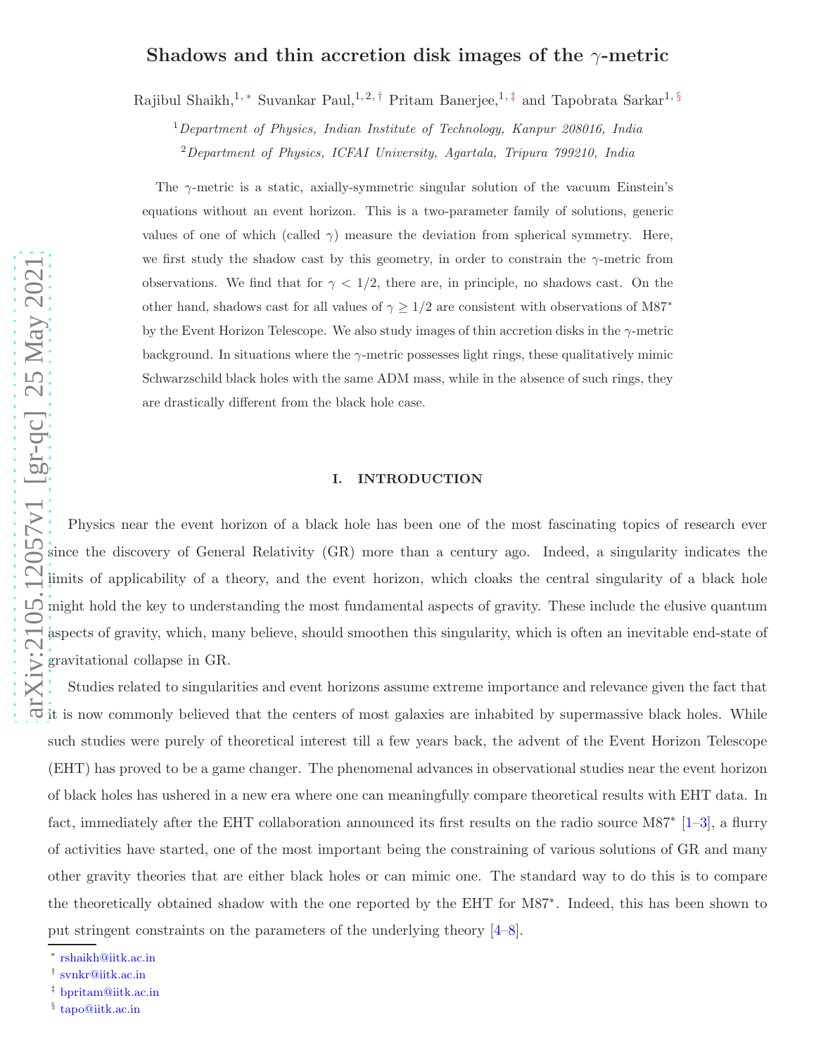# Shadows and thin accretion disk images of the $\gamma$-metric

Rajibul Shaikh,[1,*] Suvankar Paul,[1,2,†] Pritam Banerjee,[1,‡] and Tapobrata Sarkar[1,§]

[1] *Department of Physics, Indian Institute of Technology, Kanpur 208016, India*

[2] *Department of Physics, ICFAI University, Agartala, Tripura 799210, India*

The $\gamma$-metric is a static, axially-symmetric singular solution of the vacuum Einstein's equations without an event horizon. This is a two-parameter family of solutions, generic values of one of which (called $\gamma$) measure the deviation from spherical symmetry. Here, we first study the shadow cast by this geometry, in order to constrain the $\gamma$-metric from observations. We find that for $\gamma < 1/2$, there are, in principle, no shadows cast. On the other hand, shadows cast for all values of $\gamma \geq 1/2$ are consistent with observations of M87* by the Event Horizon Telescope. We also study images of thin accretion disks in the $\gamma$-metric background. In situations where the $\gamma$-metric possesses light rings, these qualitatively mimic Schwarzschild black holes with the same ADM mass, while in the absence of such rings, they are drastically different from the black hole case.

## I. INTRODUCTION

Physics near the event horizon of a black hole has been one of the most fascinating topics of research ever since the discovery of General Relativity (GR) more than a century ago. Indeed, a singularity indicates the limits of applicability of a theory, and the event horizon, which cloaks the central singularity of a black hole might hold the key to understanding the most fundamental aspects of gravity. These include the elusive quantum aspects of gravity, which, many believe, should smoothen this singularity, which is often an inevitable end-state of gravitational collapse in GR.

Studies related to singularities and event horizons assume extreme importance and relevance given the fact that it is now commonly believed that the centers of most galaxies are inhabited by supermassive black holes. While such studies were purely of theoretical interest till a few years back, the advent of the Event Horizon Telescope (EHT) has proved to be a game changer. The phenomenal advances in observational studies near the event horizon of black holes has ushered in a new era where one can meaningfully compare theoretical results with EHT data. In fact, immediately after the EHT collaboration announced its first results on the radio source M87* [1–3], a flurry of activities have started, one of the most important being the constraining of various solutions of GR and many other gravity theories that are either black holes or can mimic one. The standard way to do this is to compare the theoretically obtained shadow with the one reported by the EHT for M87*. Indeed, this has been shown to put stringent constraints on the parameters of the underlying theory [4–8].

---

* rshaikh@iitk.ac.in

† svnkr@iitk.ac.in

‡ bpritam@iitk.ac.in

§ tapo@iitk.ac.in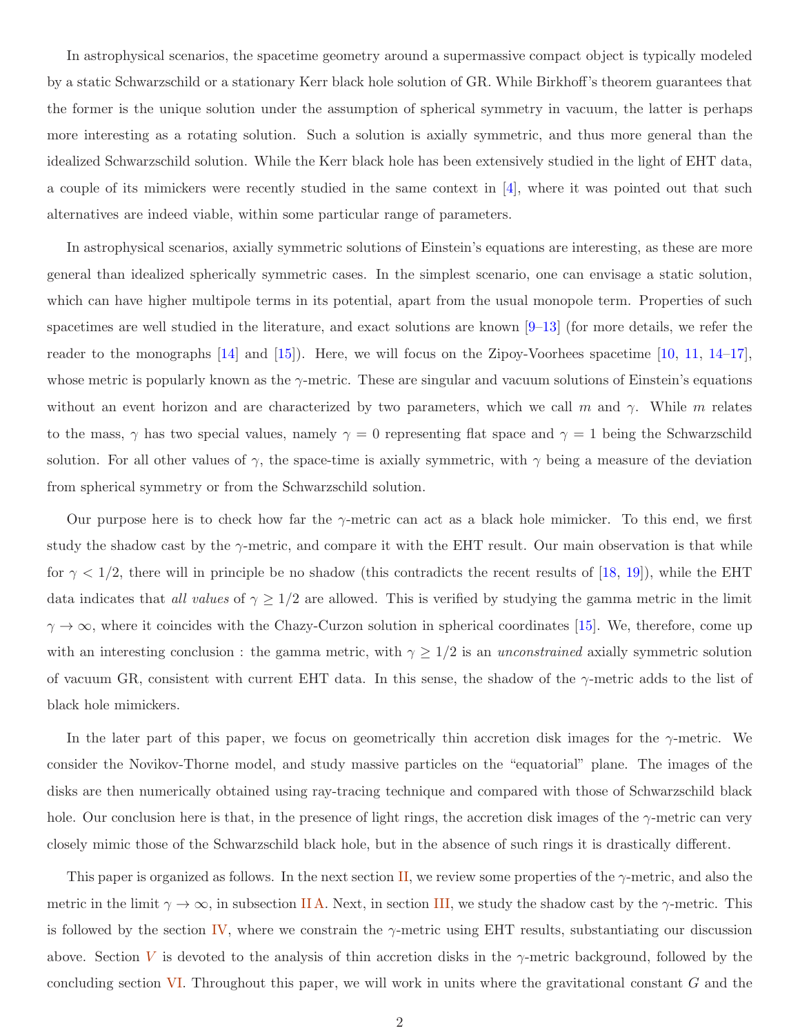In astrophysical scenarios, the spacetime geometry around a supermassive compact object is typically modeled by a static Schwarzschild or a stationary Kerr black hole solution of GR. While Birkhoff's theorem guarantees that the former is the unique solution under the assumption of spherical symmetry in vacuum, the latter is perhaps more interesting as a rotating solution. Such a solution is axially symmetric, and thus more general than the idealized Schwarzschild solution. While the Kerr black hole has been extensively studied in the light of EHT data, a couple of its mimickers were recently studied in the same context in [4], where it was pointed out that such alternatives are indeed viable, within some particular range of parameters.

In astrophysical scenarios, axially symmetric solutions of Einstein's equations are interesting, as these are more general than idealized spherically symmetric cases. In the simplest scenario, one can envisage a static solution, which can have higher multipole terms in its potential, apart from the usual monopole term. Properties of such spacetimes are well studied in the literature, and exact solutions are known [9–13] (for more details, we refer the reader to the monographs [14] and [15]). Here, we will focus on the Zipoy-Voorhees spacetime [10, 11, 14–17], whose metric is popularly known as the $\gamma$-metric. These are singular and vacuum solutions of Einstein's equations without an event horizon and are characterized by two parameters, which we call $m$ and $\gamma$. While $m$ relates to the mass, $\gamma$ has two special values, namely $\gamma = 0$ representing flat space and $\gamma = 1$ being the Schwarzschild solution. For all other values of $\gamma$, the space-time is axially symmetric, with $\gamma$ being a measure of the deviation from spherical symmetry or from the Schwarzschild solution.

Our purpose here is to check how far the $\gamma$-metric can act as a black hole mimicker. To this end, we first study the shadow cast by the $\gamma$-metric, and compare it with the EHT result. Our main observation is that while for $\gamma < 1/2$, there will in principle be no shadow (this contradicts the recent results of [18, 19]), while the EHT data indicates that *all values* of $\gamma \geq 1/2$ are allowed. This is verified by studying the gamma metric in the limit $\gamma \to \infty$, where it coincides with the Chazy-Curzon solution in spherical coordinates [15]. We, therefore, come up with an interesting conclusion : the gamma metric, with $\gamma \geq 1/2$ is an *unconstrained* axially symmetric solution of vacuum GR, consistent with current EHT data. In this sense, the shadow of the $\gamma$-metric adds to the list of black hole mimickers.

In the later part of this paper, we focus on geometrically thin accretion disk images for the $\gamma$-metric. We consider the Novikov-Thorne model, and study massive particles on the "equatorial" plane. The images of the disks are then numerically obtained using ray-tracing technique and compared with those of Schwarzschild black hole. Our conclusion here is that, in the presence of light rings, the accretion disk images of the $\gamma$-metric can very closely mimic those of the Schwarzschild black hole, but in the absence of such rings it is drastically different.

This paper is organized as follows. In the next section II, we review some properties of the $\gamma$-metric, and also the metric in the limit $\gamma \to \infty$, in subsection II A. Next, in section III, we study the shadow cast by the $\gamma$-metric. This is followed by the section IV, where we constrain the $\gamma$-metric using EHT results, substantiating our discussion above. Section V is devoted to the analysis of thin accretion disks in the $\gamma$-metric background, followed by the concluding section VI. Throughout this paper, we will work in units where the gravitational constant $G$ and the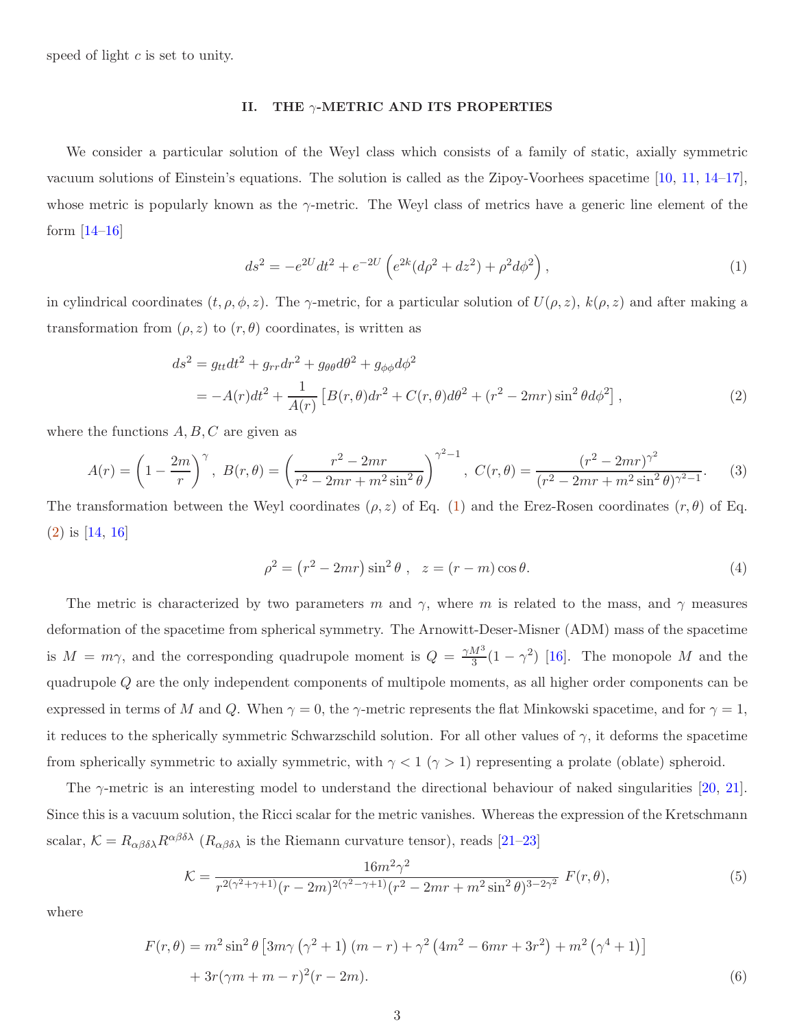speed of light $c$ is set to unity.

## II. THE $\gamma$-METRIC AND ITS PROPERTIES

We consider a particular solution of the Weyl class which consists of a family of static, axially symmetric vacuum solutions of Einstein's equations. The solution is called as the Zipoy-Voorhees spacetime [10, 11, 14–17], whose metric is popularly known as the $\gamma$-metric. The Weyl class of metrics have a generic line element of the form [14–16]

$$ds^2 = -e^{2U}dt^2 + e^{-2U}\left(e^{2k}(d\rho^2 + dz^2) + \rho^2 d\phi^2\right), \tag{1}$$

in cylindrical coordinates $(t, \rho, \phi, z)$. The $\gamma$-metric, for a particular solution of $U(\rho, z)$, $k(\rho, z)$ and after making a transformation from $(\rho, z)$ to $(r, \theta)$ coordinates, is written as

$$\begin{aligned} ds^2 &= g_{tt}dt^2 + g_{rr}dr^2 + g_{\theta\theta}d\theta^2 + g_{\phi\phi}d\phi^2 \\ &= -A(r)dt^2 + \frac{1}{A(r)}\left[B(r,\theta)dr^2 + C(r,\theta)d\theta^2 + (r^2 - 2mr)\sin^2\theta d\phi^2\right], \end{aligned} \tag{2}$$

where the functions $A, B, C$ are given as

$$A(r) = \left(1 - \frac{2m}{r}\right)^{\gamma},\ B(r,\theta) = \left(\frac{r^2 - 2mr}{r^2 - 2mr + m^2\sin^2\theta}\right)^{\gamma^2 - 1},\ C(r,\theta) = \frac{(r^2 - 2mr)^{\gamma^2}}{(r^2 - 2mr + m^2\sin^2\theta)^{\gamma^2 - 1}}. \tag{3}$$

The transformation between the Weyl coordinates $(\rho, z)$ of Eq. (1) and the Erez-Rosen coordinates $(r, \theta)$ of Eq. (2) is [14, 16]

$$\rho^2 = \left(r^2 - 2mr\right)\sin^2\theta\ , \quad z = (r - m)\cos\theta. \tag{4}$$

The metric is characterized by two parameters $m$ and $\gamma$, where $m$ is related to the mass, and $\gamma$ measures deformation of the spacetime from spherical symmetry. The Arnowitt-Deser-Misner (ADM) mass of the spacetime is $M = m\gamma$, and the corresponding quadrupole moment is $Q = \frac{\gamma M^3}{3}(1 - \gamma^2)$ [16]. The monopole $M$ and the quadrupole $Q$ are the only independent components of multipole moments, as all higher order components can be expressed in terms of $M$ and $Q$. When $\gamma = 0$, the $\gamma$-metric represents the flat Minkowski spacetime, and for $\gamma = 1$, it reduces to the spherically symmetric Schwarzschild solution. For all other values of $\gamma$, it deforms the spacetime from spherically symmetric to axially symmetric, with $\gamma < 1$ ($\gamma > 1$) representing a prolate (oblate) spheroid.

The $\gamma$-metric is an interesting model to understand the directional behaviour of naked singularities [20, 21]. Since this is a vacuum solution, the Ricci scalar for the metric vanishes. Whereas the expression of the Kretschmann scalar, $\mathcal{K} = R_{\alpha\beta\delta\lambda}R^{\alpha\beta\delta\lambda}$ ($R_{\alpha\beta\delta\lambda}$ is the Riemann curvature tensor), reads [21–23]

$$\mathcal{K} = \frac{16m^2\gamma^2}{r^{2(\gamma^2+\gamma+1)}(r - 2m)^{2(\gamma^2-\gamma+1)}(r^2 - 2mr + m^2\sin^2\theta)^{3-2\gamma^2}}\ F(r,\theta), \tag{5}$$

where

$$\begin{aligned} F(r,\theta) = {} & m^2\sin^2\theta\left[3m\gamma\left(\gamma^2+1\right)(m - r) + \gamma^2\left(4m^2 - 6mr + 3r^2\right) + m^2\left(\gamma^4 + 1\right)\right] \\ & + 3r(\gamma m + m - r)^2(r - 2m). \end{aligned} \tag{6}$$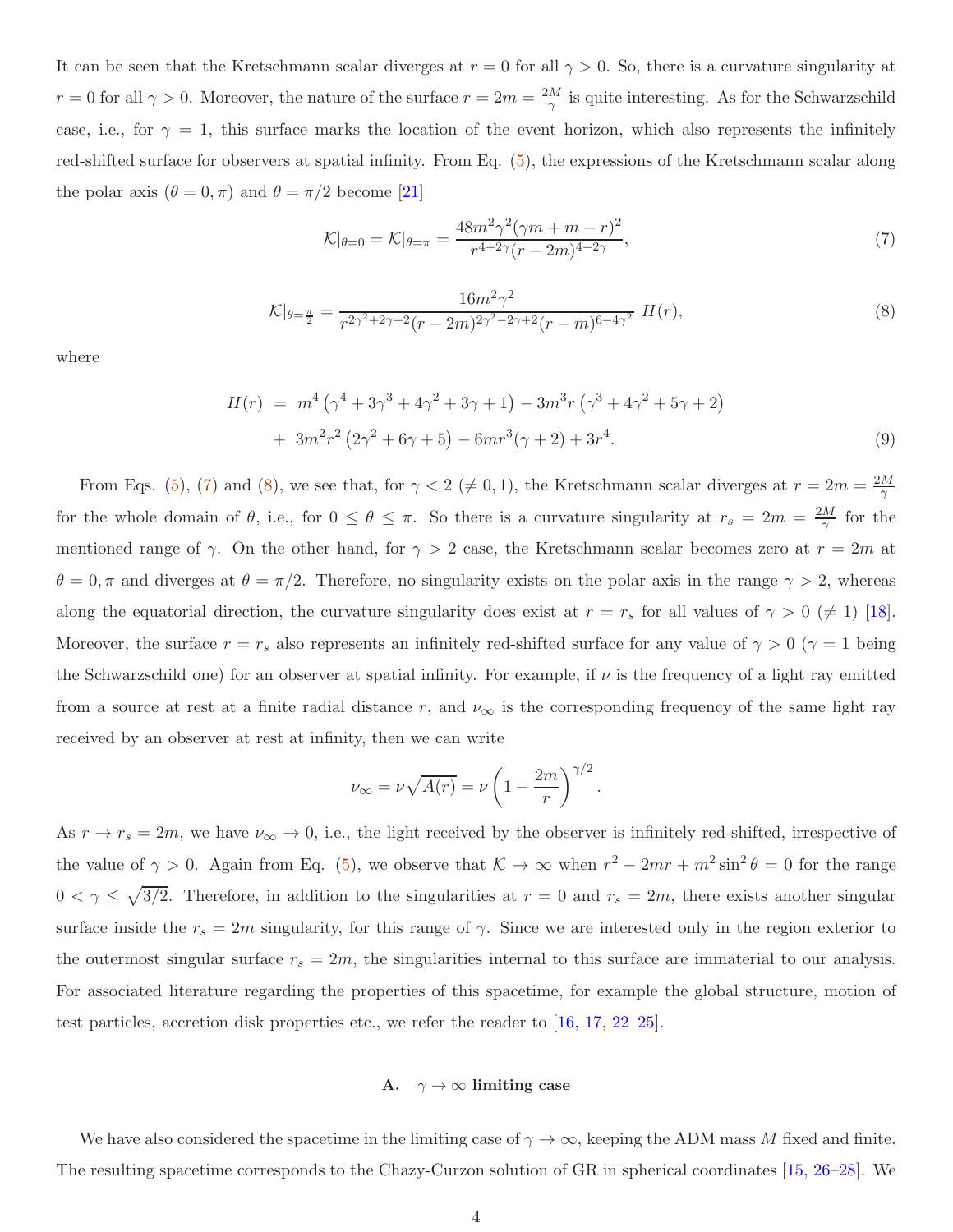It can be seen that the Kretschmann scalar diverges at $r = 0$ for all $\gamma > 0$. So, there is a curvature singularity at $r = 0$ for all $\gamma > 0$. Moreover, the nature of the surface $r = 2m = \frac{2M}{\gamma}$ is quite interesting. As for the Schwarzschild case, i.e., for $\gamma = 1$, this surface marks the location of the event horizon, which also represents the infinitely red-shifted surface for observers at spatial infinity. From Eq. (5), the expressions of the Kretschmann scalar along the polar axis ($\theta = 0, \pi$) and $\theta = \pi/2$ become [21]

$$\mathcal{K}|_{\theta=0} = \mathcal{K}|_{\theta=\pi} = \frac{48m^2\gamma^2(\gamma m + m - r)^2}{r^{4+2\gamma}(r-2m)^{4-2\gamma}}, \tag{7}$$

$$\mathcal{K}|_{\theta=\frac{\pi}{2}} = \frac{16m^2\gamma^2}{r^{2\gamma^2+2\gamma+2}(r-2m)^{2\gamma^2-2\gamma+2}(r-m)^{6-4\gamma^2}}\ H(r), \tag{8}$$

where

$$\begin{aligned} H(r) \ &= \ m^4\left(\gamma^4 + 3\gamma^3 + 4\gamma^2 + 3\gamma + 1\right) - 3m^3 r\left(\gamma^3 + 4\gamma^2 + 5\gamma + 2\right) \\ &+ \ 3m^2 r^2\left(2\gamma^2 + 6\gamma + 5\right) - 6mr^3(\gamma + 2) + 3r^4. \end{aligned} \tag{9}$$

From Eqs. (5), (7) and (8), we see that, for $\gamma < 2$ ($\neq 0, 1$), the Kretschmann scalar diverges at $r = 2m = \frac{2M}{\gamma}$ for the whole domain of $\theta$, i.e., for $0 \leq \theta \leq \pi$. So there is a curvature singularity at $r_s = 2m = \frac{2M}{\gamma}$ for the mentioned range of $\gamma$. On the other hand, for $\gamma > 2$ case, the Kretschmann scalar becomes zero at $r = 2m$ at $\theta = 0, \pi$ and diverges at $\theta = \pi/2$. Therefore, no singularity exists on the polar axis in the range $\gamma > 2$, whereas along the equatorial direction, the curvature singularity does exist at $r = r_s$ for all values of $\gamma > 0$ ($\neq 1$) [18]. Moreover, the surface $r = r_s$ also represents an infinitely red-shifted surface for any value of $\gamma > 0$ ($\gamma = 1$ being the Schwarzschild one) for an observer at spatial infinity. For example, if $\nu$ is the frequency of a light ray emitted from a source at rest at a finite radial distance $r$, and $\nu_\infty$ is the corresponding frequency of the same light ray received by an observer at rest at infinity, then we can write

$$\nu_\infty = \nu\sqrt{A(r)} = \nu\left(1 - \frac{2m}{r}\right)^{\gamma/2}.$$

As $r \to r_s = 2m$, we have $\nu_\infty \to 0$, i.e., the light received by the observer is infinitely red-shifted, irrespective of the value of $\gamma > 0$. Again from Eq. (5), we observe that $\mathcal{K} \to \infty$ when $r^2 - 2mr + m^2\sin^2\theta = 0$ for the range $0 < \gamma \leq \sqrt{3/2}$. Therefore, in addition to the singularities at $r = 0$ and $r_s = 2m$, there exists another singular surface inside the $r_s = 2m$ singularity, for this range of $\gamma$. Since we are interested only in the region exterior to the outermost singular surface $r_s = 2m$, the singularities internal to this surface are immaterial to our analysis. For associated literature regarding the properties of this spacetime, for example the global structure, motion of test particles, accretion disk properties etc., we refer the reader to [16, 17, 22–25].

### A. $\gamma \to \infty$ limiting case

We have also considered the spacetime in the limiting case of $\gamma \to \infty$, keeping the ADM mass $M$ fixed and finite. The resulting spacetime corresponds to the Chazy-Curzon solution of GR in spherical coordinates [15, 26–28]. We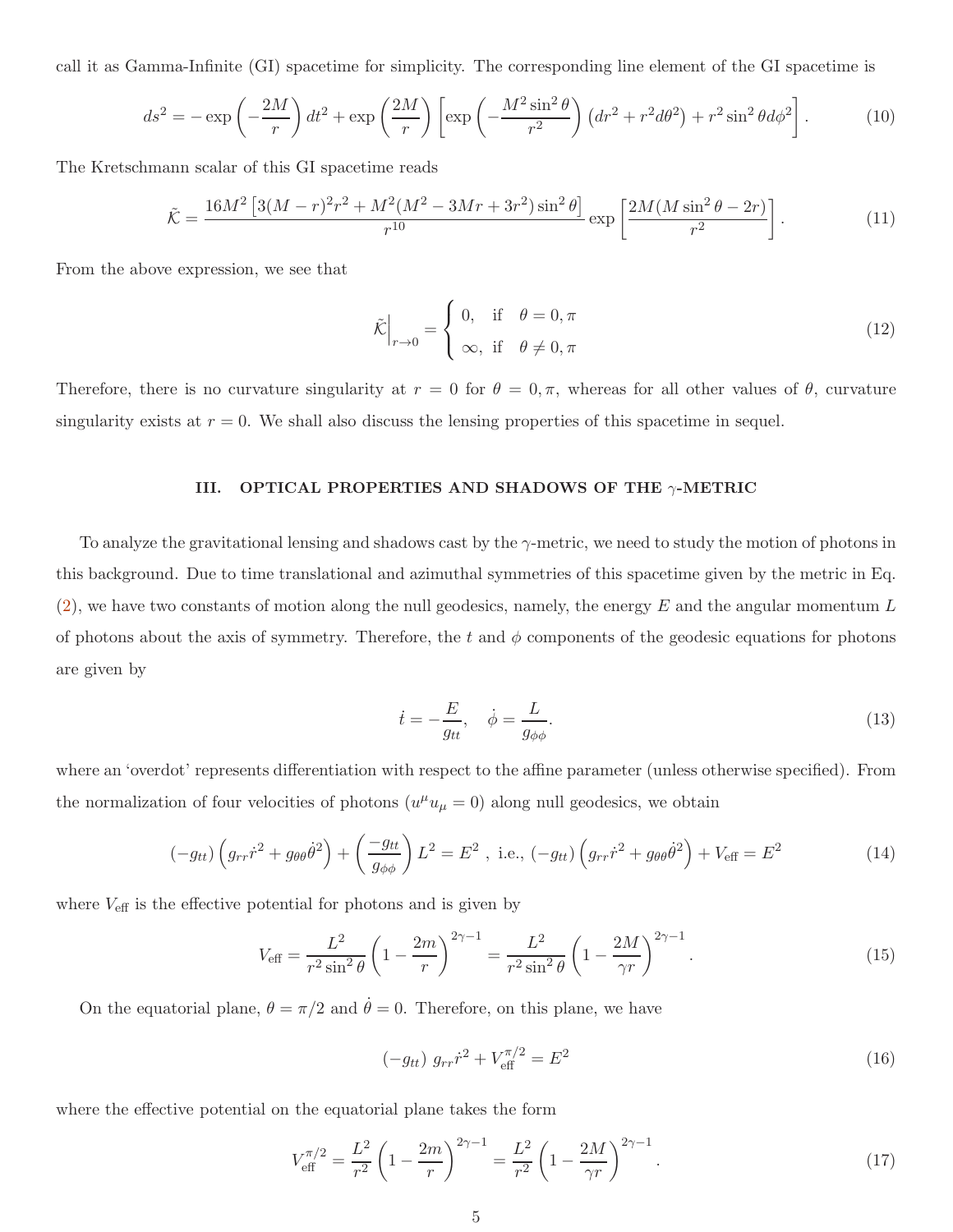call it as Gamma-Infinite (GI) spacetime for simplicity. The corresponding line element of the GI spacetime is

$$ds^2 = -\exp\left(-\frac{2M}{r}\right)dt^2 + \exp\left(\frac{2M}{r}\right)\left[\exp\left(-\frac{M^2\sin^2\theta}{r^2}\right)\left(dr^2 + r^2 d\theta^2\right) + r^2\sin^2\theta d\phi^2\right]. \tag{10}$$

The Kretschmann scalar of this GI spacetime reads

$$\tilde{\mathcal{K}} = \frac{16M^2\left[3(M-r)^2r^2 + M^2(M^2 - 3Mr + 3r^2)\sin^2\theta\right]}{r^{10}}\exp\left[\frac{2M(M\sin^2\theta - 2r)}{r^2}\right]. \tag{11}$$

From the above expression, we see that

$$\tilde{\mathcal{K}}\Big|_{r\to 0} = \begin{cases} 0, & \text{if} \quad \theta = 0, \pi \\ \infty, & \text{if} \quad \theta \neq 0, \pi \end{cases} \tag{12}$$

Therefore, there is no curvature singularity at $r = 0$ for $\theta = 0, \pi$, whereas for all other values of $\theta$, curvature singularity exists at $r = 0$. We shall also discuss the lensing properties of this spacetime in sequel.

## III. OPTICAL PROPERTIES AND SHADOWS OF THE $\gamma$-METRIC

To analyze the gravitational lensing and shadows cast by the $\gamma$-metric, we need to study the motion of photons in this background. Due to time translational and azimuthal symmetries of this spacetime given by the metric in Eq. (2), we have two constants of motion along the null geodesics, namely, the energy $E$ and the angular momentum $L$ of photons about the axis of symmetry. Therefore, the $t$ and $\phi$ components of the geodesic equations for photons are given by

$$\dot{t} = -\frac{E}{g_{tt}}, \quad \dot{\phi} = \frac{L}{g_{\phi\phi}}. \tag{13}$$

where an 'overdot' represents differentiation with respect to the affine parameter (unless otherwise specified). From the normalization of four velocities of photons ($u^\mu u_\mu = 0$) along null geodesics, we obtain

$$(-g_{tt})\left(g_{rr}\dot{r}^2 + g_{\theta\theta}\dot{\theta}^2\right) + \left(\frac{-g_{tt}}{g_{\phi\phi}}\right)L^2 = E^2 \text{ , i.e., } (-g_{tt})\left(g_{rr}\dot{r}^2 + g_{\theta\theta}\dot{\theta}^2\right) + V_{\text{eff}} = E^2 \tag{14}$$

where $V_{\text{eff}}$ is the effective potential for photons and is given by

$$V_{\text{eff}} = \frac{L^2}{r^2\sin^2\theta}\left(1 - \frac{2m}{r}\right)^{2\gamma-1} = \frac{L^2}{r^2\sin^2\theta}\left(1 - \frac{2M}{\gamma r}\right)^{2\gamma-1}. \tag{15}$$

On the equatorial plane, $\theta = \pi/2$ and $\dot{\theta} = 0$. Therefore, on this plane, we have

$$(-g_{tt})\ g_{rr}\dot{r}^2 + V_{\text{eff}}^{\pi/2} = E^2 \tag{16}$$

where the effective potential on the equatorial plane takes the form

$$V_{\text{eff}}^{\pi/2} = \frac{L^2}{r^2}\left(1 - \frac{2m}{r}\right)^{2\gamma-1} = \frac{L^2}{r^2}\left(1 - \frac{2M}{\gamma r}\right)^{2\gamma-1}. \tag{17}$$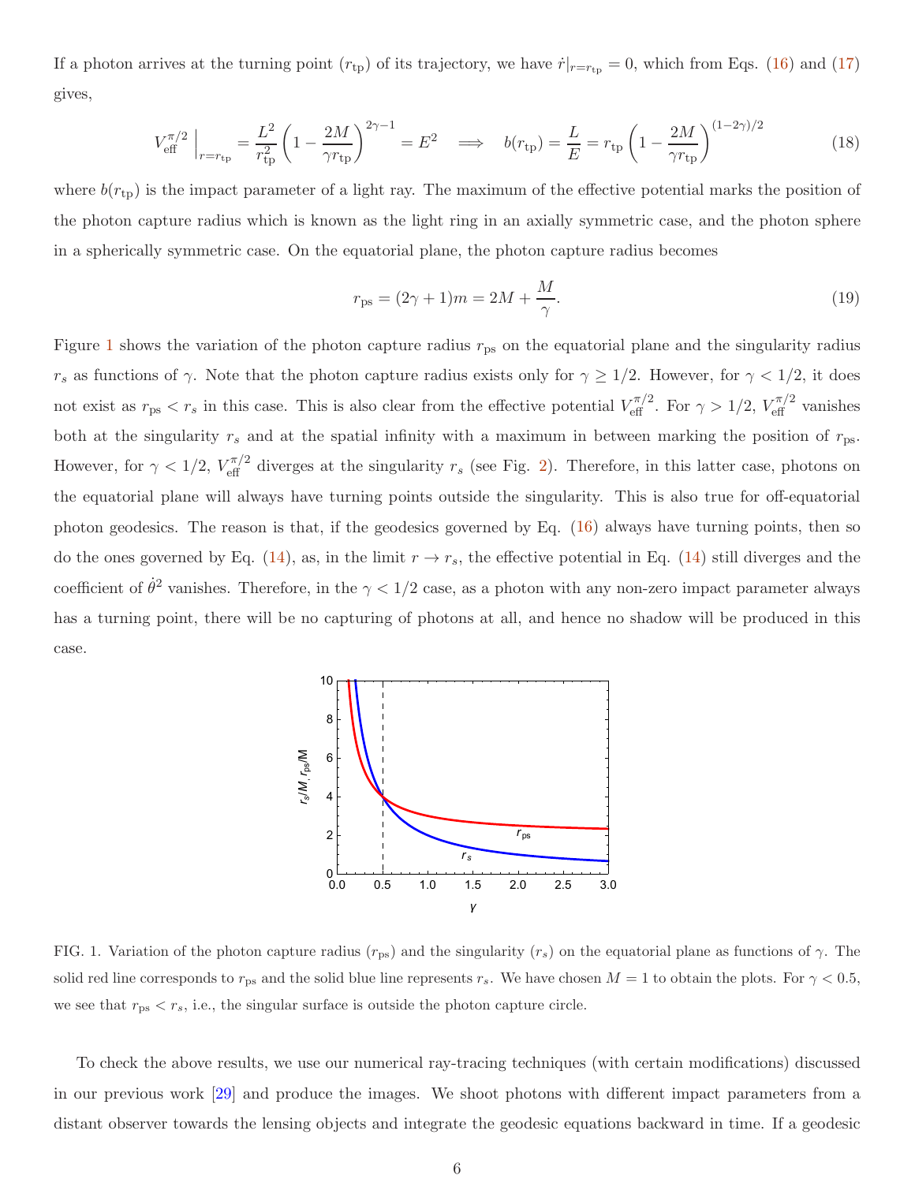If a photon arrives at the turning point ($r_{\rm tp}$) of its trajectory, we have $\dot{r}|_{r=r_{\rm tp}} = 0$, which from Eqs. (16) and (17) gives,

$$V_{\rm eff}^{\pi/2}\Big|_{r=r_{\rm tp}} = \frac{L^2}{r_{\rm tp}^2}\left(1-\frac{2M}{\gamma r_{\rm tp}}\right)^{2\gamma-1} = E^2 \implies b(r_{\rm tp}) = \frac{L}{E} = r_{\rm tp}\left(1-\frac{2M}{\gamma r_{\rm tp}}\right)^{(1-2\gamma)/2} \tag{18}$$

where $b(r_{\rm tp})$ is the impact parameter of a light ray. The maximum of the effective potential marks the position of the photon capture radius which is known as the light ring in an axially symmetric case, and the photon sphere in a spherically symmetric case. On the equatorial plane, the photon capture radius becomes

$$r_{\rm ps} = (2\gamma+1)m = 2M + \frac{M}{\gamma}. \tag{19}$$

Figure 1 shows the variation of the photon capture radius $r_{\rm ps}$ on the equatorial plane and the singularity radius $r_s$ as functions of $\gamma$. Note that the photon capture radius exists only for $\gamma \geq 1/2$. However, for $\gamma < 1/2$, it does not exist as $r_{\rm ps} < r_s$ in this case. This is also clear from the effective potential $V_{\rm eff}^{\pi/2}$. For $\gamma > 1/2$, $V_{\rm eff}^{\pi/2}$ vanishes both at the singularity $r_s$ and at the spatial infinity with a maximum in between marking the position of $r_{\rm ps}$. However, for $\gamma < 1/2$, $V_{\rm eff}^{\pi/2}$ diverges at the singularity $r_s$ (see Fig. 2). Therefore, in this latter case, photons on the equatorial plane will always have turning points outside the singularity. This is also true for off-equatorial photon geodesics. The reason is that, if the geodesics governed by Eq. (16) always have turning points, then so do the ones governed by Eq. (14), as, in the limit $r \to r_s$, the effective potential in Eq. (14) still diverges and the coefficient of $\dot{\theta}^2$ vanishes. Therefore, in the $\gamma < 1/2$ case, as a photon with any non-zero impact parameter always has a turning point, there will be no capturing of photons at all, and hence no shadow will be produced in this case.

FIG. 1. Variation of the photon capture radius ($r_{\rm ps}$) and the singularity ($r_s$) on the equatorial plane as functions of $\gamma$. The solid red line corresponds to $r_{\rm ps}$ and the solid blue line represents $r_s$. We have chosen $M = 1$ to obtain the plots. For $\gamma < 0.5$, we see that $r_{\rm ps} < r_s$, i.e., the singular surface is outside the photon capture circle.

To check the above results, we use our numerical ray-tracing techniques (with certain modifications) discussed in our previous work [29] and produce the images. We shoot photons with different impact parameters from a distant observer towards the lensing objects and integrate the geodesic equations backward in time. If a geodesic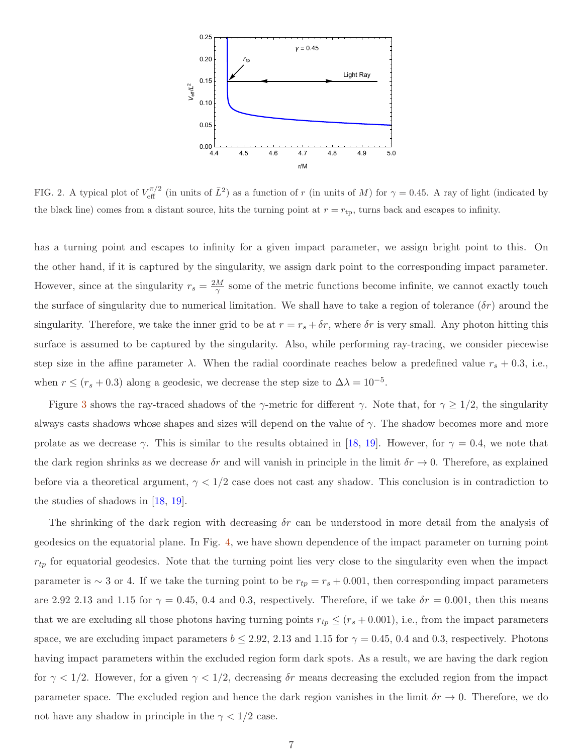FIG. 2. A typical plot of $V_{\rm eff}^{\pi/2}$ (in units of $\bar{L}^2$) as a function of $r$ (in units of $M$) for $\gamma = 0.45$. A ray of light (indicated by the black line) comes from a distant source, hits the turning point at $r = r_{\rm tp}$, turns back and escapes to infinity.

has a turning point and escapes to infinity for a given impact parameter, we assign bright point to this. On the other hand, if it is captured by the singularity, we assign dark point to the corresponding impact parameter. However, since at the singularity $r_s = \frac{2M}{\gamma}$ some of the metric functions become infinite, we cannot exactly touch the surface of singularity due to numerical limitation. We shall have to take a region of tolerance ($\delta r$) around the singularity. Therefore, we take the inner grid to be at $r = r_s + \delta r$, where $\delta r$ is very small. Any photon hitting this surface is assumed to be captured by the singularity. Also, while performing ray-tracing, we consider piecewise step size in the affine parameter $\lambda$. When the radial coordinate reaches below a predefined value $r_s + 0.3$, i.e., when $r \leq (r_s + 0.3)$ along a geodesic, we decrease the step size to $\Delta\lambda = 10^{-5}$.

Figure 3 shows the ray-traced shadows of the $\gamma$-metric for different $\gamma$. Note that, for $\gamma \geq 1/2$, the singularity always casts shadows whose shapes and sizes will depend on the value of $\gamma$. The shadow becomes more and more prolate as we decrease $\gamma$. This is similar to the results obtained in [18, 19]. However, for $\gamma = 0.4$, we note that the dark region shrinks as we decrease $\delta r$ and will vanish in principle in the limit $\delta r \to 0$. Therefore, as explained before via a theoretical argument, $\gamma < 1/2$ case does not cast any shadow. This conclusion is in contradiction to the studies of shadows in [18, 19].

The shrinking of the dark region with decreasing $\delta r$ can be understood in more detail from the analysis of geodesics on the equatorial plane. In Fig. 4, we have shown dependence of the impact parameter on turning point $r_{tp}$ for equatorial geodesics. Note that the turning point lies very close to the singularity even when the impact parameter is $\sim 3$ or 4. If we take the turning point to be $r_{tp} = r_s + 0.001$, then corresponding impact parameters are 2.92 2.13 and 1.15 for $\gamma = 0.45$, 0.4 and 0.3, respectively. Therefore, if we take $\delta r = 0.001$, then this means that we are excluding all those photons having turning points $r_{tp} \leq (r_s + 0.001)$, i.e., from the impact parameters space, we are excluding impact parameters $b \leq 2.92$, 2.13 and 1.15 for $\gamma = 0.45$, 0.4 and 0.3, respectively. Photons having impact parameters within the excluded region form dark spots. As a result, we are having the dark region for $\gamma < 1/2$. However, for a given $\gamma < 1/2$, decreasing $\delta r$ means decreasing the excluded region from the impact parameter space. The excluded region and hence the dark region vanishes in the limit $\delta r \to 0$. Therefore, we do not have any shadow in principle in the $\gamma < 1/2$ case.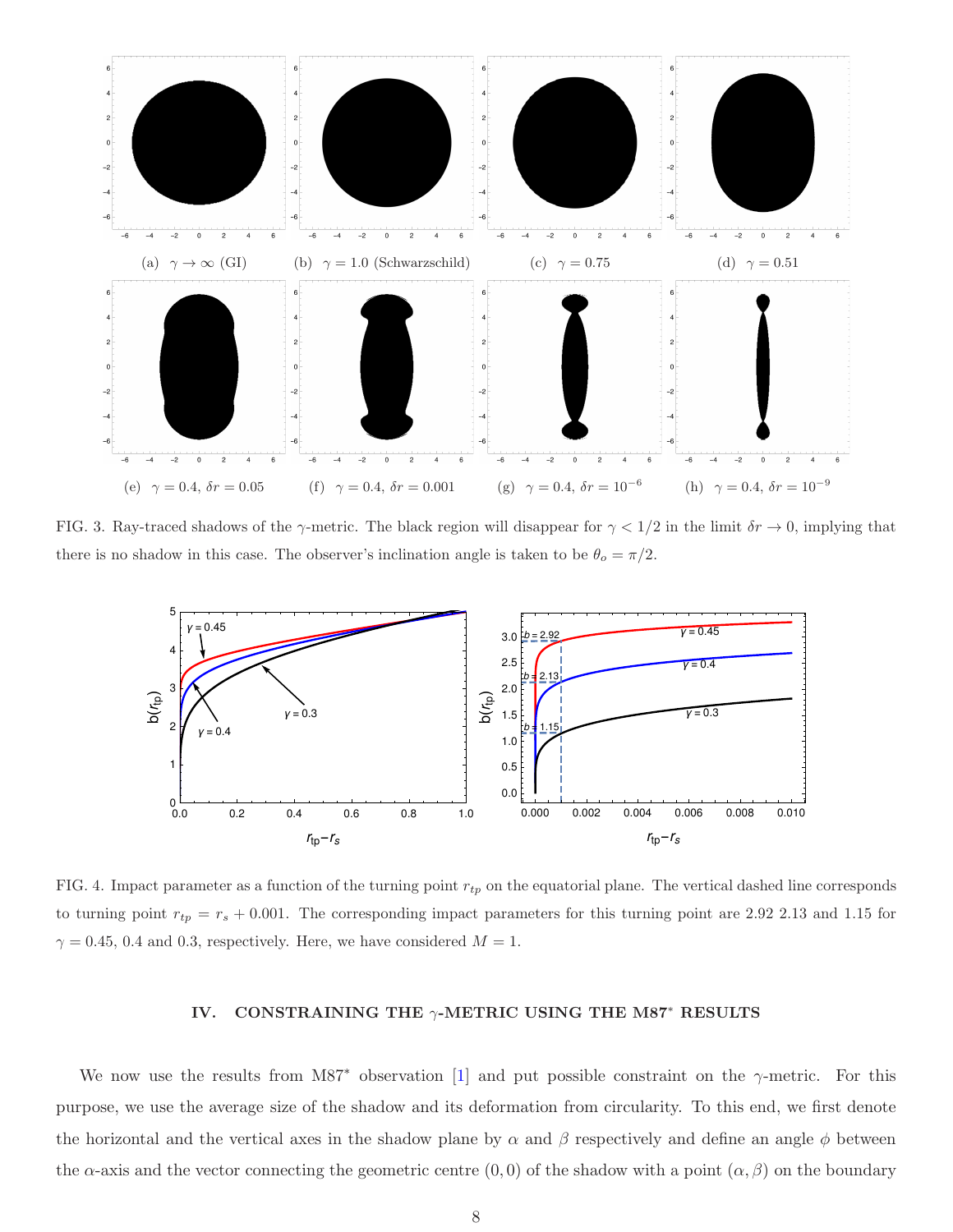(a) $\gamma \to \infty$ (GI)

(b) $\gamma = 1.0$ (Schwarzschild)

(c) $\gamma = 0.75$

(d) $\gamma = 0.51$

(e) $\gamma = 0.4$, $\delta r = 0.05$

(f) $\gamma = 0.4$, $\delta r = 0.001$

(g) $\gamma = 0.4$, $\delta r = 10^{-6}$

(h) $\gamma = 0.4$, $\delta r = 10^{-9}$

FIG. 3. Ray-traced shadows of the $\gamma$-metric. The black region will disappear for $\gamma < 1/2$ in the limit $\delta r \to 0$, implying that there is no shadow in this case. The observer's inclination angle is taken to be $\theta_o = \pi/2$.

FIG. 4. Impact parameter as a function of the turning point $r_{tp}$ on the equatorial plane. The vertical dashed line corresponds to turning point $r_{tp} = r_s + 0.001$. The corresponding impact parameters for this turning point are 2.92 2.13 and 1.15 for $\gamma = 0.45$, 0.4 and 0.3, respectively. Here, we have considered $M = 1$.

## IV. CONSTRAINING THE $\gamma$-METRIC USING THE M87$^*$ RESULTS

We now use the results from M87$^*$ observation [1] and put possible constraint on the $\gamma$-metric. For this purpose, we use the average size of the shadow and its deformation from circularity. To this end, we first denote the horizontal and the vertical axes in the shadow plane by $\alpha$ and $\beta$ respectively and define an angle $\phi$ between the $\alpha$-axis and the vector connecting the geometric centre $(0, 0)$ of the shadow with a point $(\alpha, \beta)$ on the boundary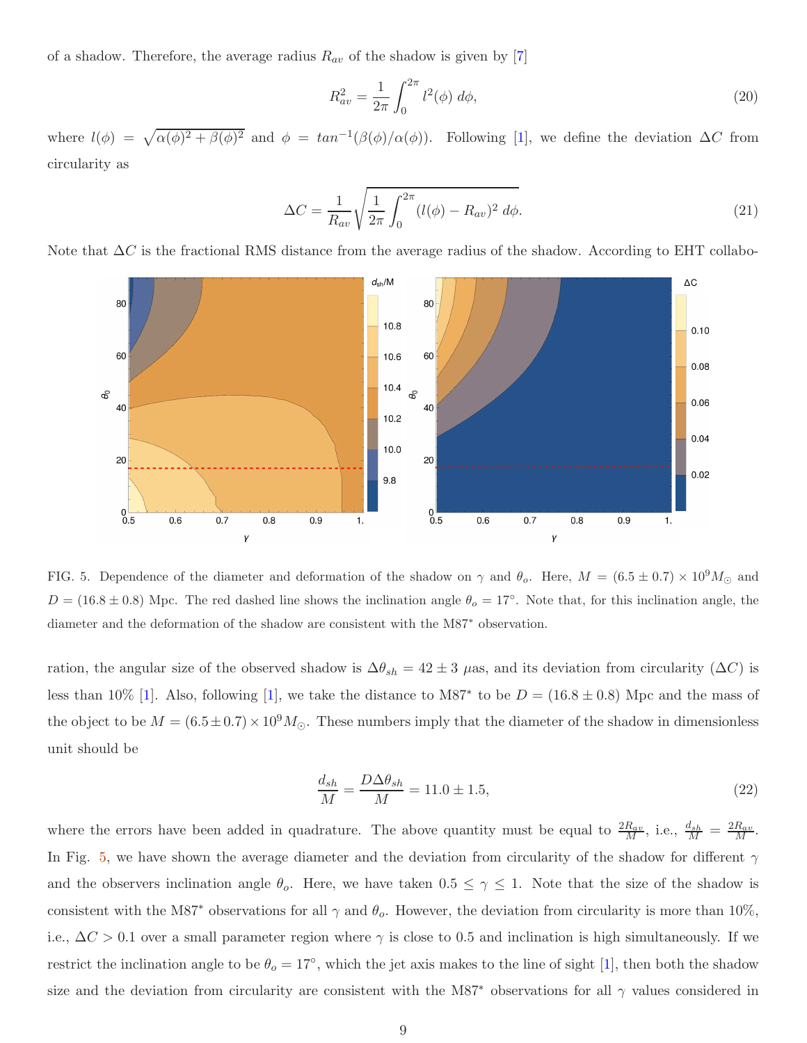of a shadow. Therefore, the average radius $R_{av}$ of the shadow is given by [7]

$$R_{av}^2 = \frac{1}{2\pi}\int_0^{2\pi} l^2(\phi)\, d\phi, \tag{20}$$

where $l(\phi) = \sqrt{\alpha(\phi)^2 + \beta(\phi)^2}$ and $\phi = tan^{-1}(\beta(\phi)/\alpha(\phi))$. Following [1], we define the deviation $\Delta C$ from circularity as

$$\Delta C = \frac{1}{R_{av}}\sqrt{\frac{1}{2\pi}\int_0^{2\pi} (l(\phi) - R_{av})^2\, d\phi}. \tag{21}$$

Note that $\Delta C$ is the fractional RMS distance from the average radius of the shadow. According to EHT collaboration, the angular size of the observed shadow is $\Delta\theta_{sh} = 42 \pm 3$ $\mu$as, and its deviation from circularity ($\Delta C$) is less than 10% [1]. Also, following [1], we take the distance to M87* to be $D = (16.8 \pm 0.8)$ Mpc and the mass of the object to be $M = (6.5 \pm 0.7) \times 10^9 M_\odot$. These numbers imply that the diameter of the shadow in dimensionless unit should be

$$\frac{d_{sh}}{M} = \frac{D\Delta\theta_{sh}}{M} = 11.0 \pm 1.5, \tag{22}$$

where the errors have been added in quadrature. The above quantity must be equal to $\frac{2R_{av}}{M}$, i.e., $\frac{d_{sh}}{M} = \frac{2R_{av}}{M}$. In Fig. 5, we have shown the average diameter and the deviation from circularity of the shadow for different $\gamma$ and the observers inclination angle $\theta_o$. Here, we have taken $0.5 \leq \gamma \leq 1$. Note that the size of the shadow is consistent with the M87* observations for all $\gamma$ and $\theta_o$. However, the deviation from circularity is more than 10%, i.e., $\Delta C > 0.1$ over a small parameter region where $\gamma$ is close to 0.5 and inclination is high simultaneously. If we restrict the inclination angle to be $\theta_o = 17^\circ$, which the jet axis makes to the line of sight [1], then both the shadow size and the deviation from circularity are consistent with the M87* observations for all $\gamma$ values considered in

FIG. 5. Dependence of the diameter and deformation of the shadow on $\gamma$ and $\theta_o$. Here, $M = (6.5 \pm 0.7) \times 10^9 M_\odot$ and $D = (16.8 \pm 0.8)$ Mpc. The red dashed line shows the inclination angle $\theta_o = 17^\circ$. Note that, for this inclination angle, the diameter and the deformation of the shadow are consistent with the M87* observation.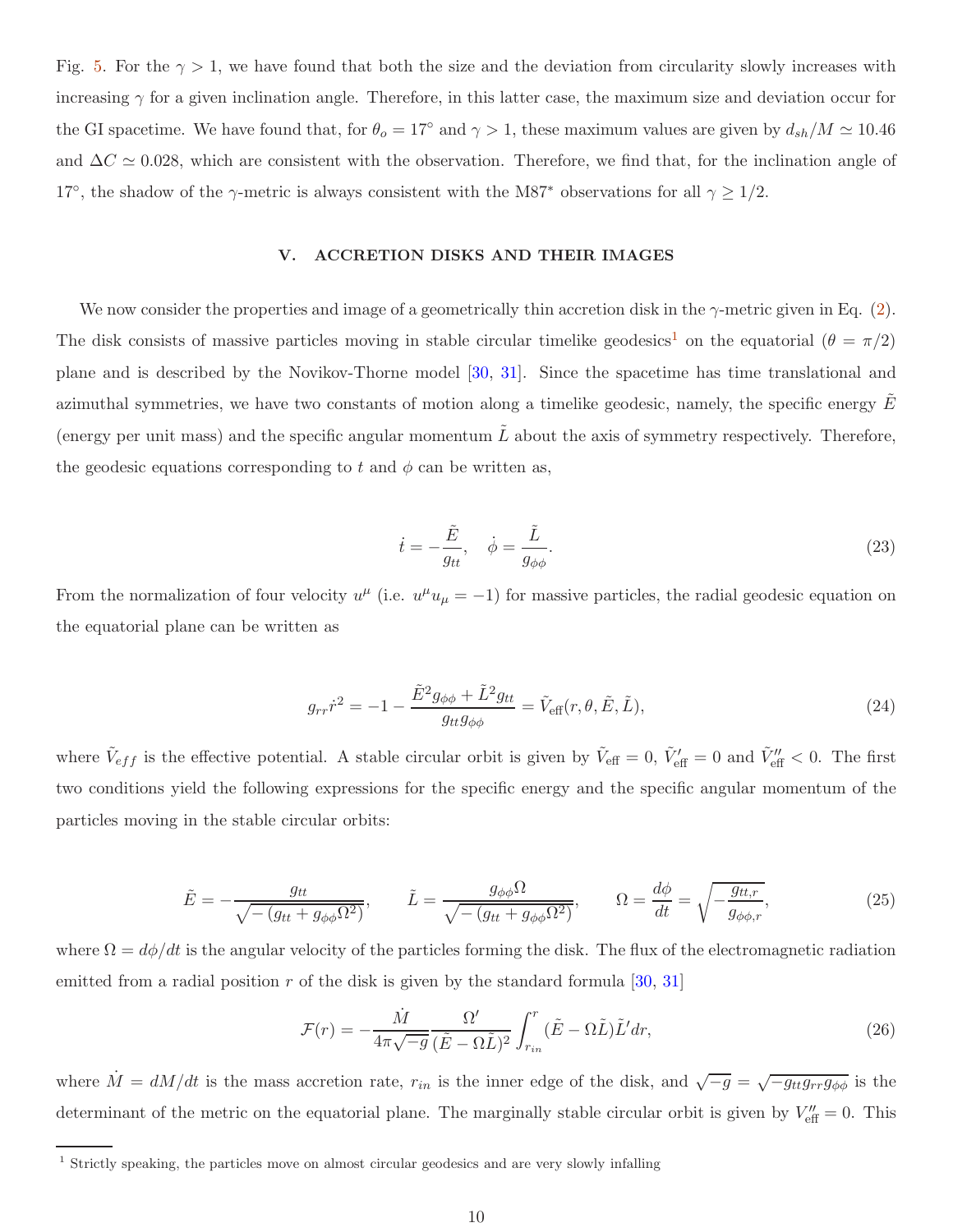Fig. 5. For the $\gamma > 1$, we have found that both the size and the deviation from circularity slowly increases with increasing $\gamma$ for a given inclination angle. Therefore, in this latter case, the maximum size and deviation occur for the GI spacetime. We have found that, for $\theta_o = 17^\circ$ and $\gamma > 1$, these maximum values are given by $d_{sh}/M \simeq 10.46$ and $\Delta C \simeq 0.028$, which are consistent with the observation. Therefore, we find that, for the inclination angle of $17^\circ$, the shadow of the $\gamma$-metric is always consistent with the M87* observations for all $\gamma \geq 1/2$.

## V. ACCRETION DISKS AND THEIR IMAGES

We now consider the properties and image of a geometrically thin accretion disk in the $\gamma$-metric given in Eq. (2). The disk consists of massive particles moving in stable circular timelike geodesics[1] on the equatorial ($\theta = \pi/2$) plane and is described by the Novikov-Thorne model [30, 31]. Since the spacetime has time translational and azimuthal symmetries, we have two constants of motion along a timelike geodesic, namely, the specific energy $\tilde{E}$ (energy per unit mass) and the specific angular momentum $\tilde{L}$ about the axis of symmetry respectively. Therefore, the geodesic equations corresponding to $t$ and $\phi$ can be written as,

$$\dot{t} = -\frac{\tilde{E}}{g_{tt}}, \quad \dot{\phi} = \frac{\tilde{L}}{g_{\phi\phi}}. \tag{23}$$

From the normalization of four velocity $u^\mu$ (i.e. $u^\mu u_\mu = -1$) for massive particles, the radial geodesic equation on the equatorial plane can be written as

$$g_{rr}\dot{r}^2 = -1 - \frac{\tilde{E}^2 g_{\phi\phi} + \tilde{L}^2 g_{tt}}{g_{tt} g_{\phi\phi}} = \tilde{V}_{\text{eff}}(r, \theta, \tilde{E}, \tilde{L}), \tag{24}$$

where $\tilde{V}_{eff}$ is the effective potential. A stable circular orbit is given by $\tilde{V}_{\text{eff}} = 0$, $\tilde{V}'_{\text{eff}} = 0$ and $\tilde{V}''_{\text{eff}} < 0$. The first two conditions yield the following expressions for the specific energy and the specific angular momentum of the particles moving in the stable circular orbits:

$$\tilde{E} = -\frac{g_{tt}}{\sqrt{-\left(g_{tt} + g_{\phi\phi}\Omega^2\right)}}, \qquad \tilde{L} = \frac{g_{\phi\phi}\Omega}{\sqrt{-\left(g_{tt} + g_{\phi\phi}\Omega^2\right)}}, \qquad \Omega = \frac{d\phi}{dt} = \sqrt{-\frac{g_{tt,r}}{g_{\phi\phi,r}}}, \tag{25}$$

where $\Omega = d\phi/dt$ is the angular velocity of the particles forming the disk. The flux of the electromagnetic radiation emitted from a radial position $r$ of the disk is given by the standard formula [30, 31]

$$\mathcal{F}(r) = -\frac{\dot{M}}{4\pi\sqrt{-g}} \frac{\Omega'}{(\tilde{E} - \Omega\tilde{L})^2} \int_{r_{in}}^{r} (\tilde{E} - \Omega\tilde{L})\tilde{L}' dr, \tag{26}$$

where $\dot{M} = dM/dt$ is the mass accretion rate, $r_{in}$ is the inner edge of the disk, and $\sqrt{-g} = \sqrt{-g_{tt} g_{rr} g_{\phi\phi}}$ is the determinant of the metric on the equatorial plane. The marginally stable circular orbit is given by $V''_{\text{eff}} = 0$. This

[1] Strictly speaking, the particles move on almost circular geodesics and are very slowly infalling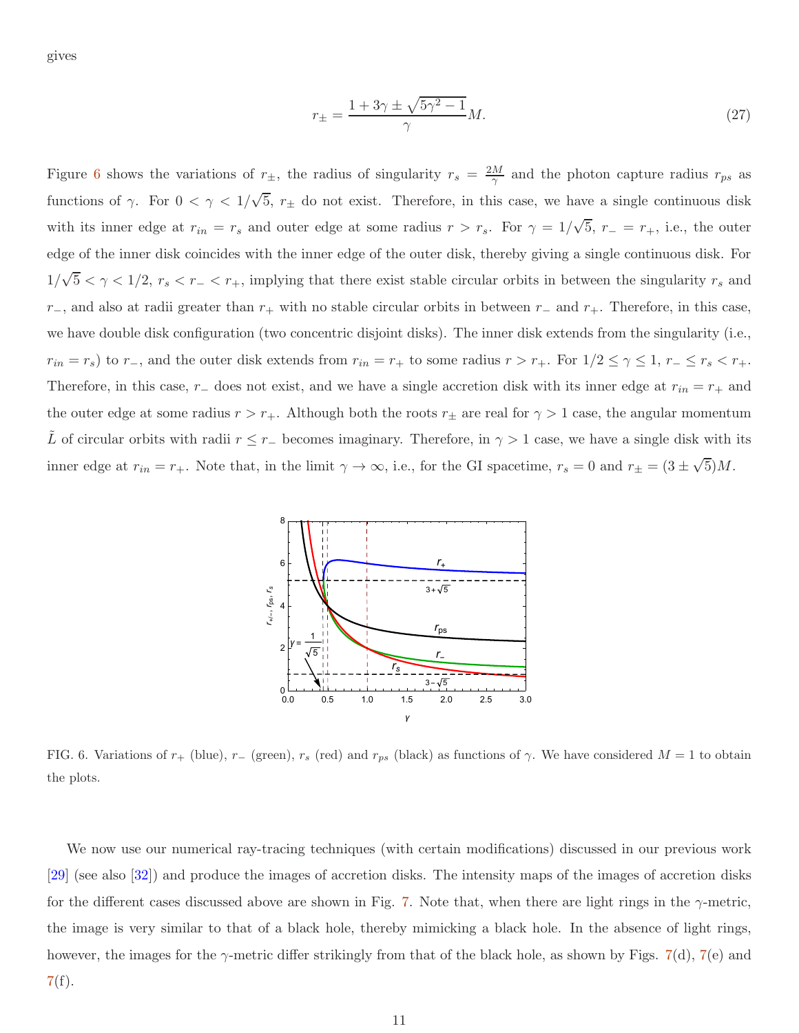gives

$$r_{\pm} = \frac{1 + 3\gamma \pm \sqrt{5\gamma^2 - 1}}{\gamma} M. \tag{27}$$

Figure 6 shows the variations of $r_{\pm}$, the radius of singularity $r_s = \frac{2M}{\gamma}$ and the photon capture radius $r_{ps}$ as functions of $\gamma$. For $0 < \gamma < 1/\sqrt{5}$, $r_{\pm}$ do not exist. Therefore, in this case, we have a single continuous disk with its inner edge at $r_{in} = r_s$ and outer edge at some radius $r > r_s$. For $\gamma = 1/\sqrt{5}$, $r_- = r_+$, i.e., the outer edge of the inner disk coincides with the inner edge of the outer disk, thereby giving a single continuous disk. For $1/\sqrt{5} < \gamma < 1/2$, $r_s < r_- < r_+$, implying that there exist stable circular orbits in between the singularity $r_s$ and $r_-$, and also at radii greater than $r_+$ with no stable circular orbits in between $r_-$ and $r_+$. Therefore, in this case, we have double disk configuration (two concentric disjoint disks). The inner disk extends from the singularity (i.e., $r_{in} = r_s$) to $r_-$, and the outer disk extends from $r_{in} = r_+$ to some radius $r > r_+$. For $1/2 \leq \gamma \leq 1$, $r_- \leq r_s < r_+$. Therefore, in this case, $r_-$ does not exist, and we have a single accretion disk with its inner edge at $r_{in} = r_+$ and the outer edge at some radius $r > r_+$. Although both the roots $r_{\pm}$ are real for $\gamma > 1$ case, the angular momentum $\tilde{L}$ of circular orbits with radii $r \leq r_-$ becomes imaginary. Therefore, in $\gamma > 1$ case, we have a single disk with its inner edge at $r_{in} = r_+$. Note that, in the limit $\gamma \to \infty$, i.e., for the GI spacetime, $r_s = 0$ and $r_{\pm} = (3 \pm \sqrt{5})M$.

FIG. 6. Variations of $r_+$ (blue), $r_-$ (green), $r_s$ (red) and $r_{ps}$ (black) as functions of $\gamma$. We have considered $M = 1$ to obtain the plots.

We now use our numerical ray-tracing techniques (with certain modifications) discussed in our previous work [29] (see also [32]) and produce the images of accretion disks. The intensity maps of the images of accretion disks for the different cases discussed above are shown in Fig. 7. Note that, when there are light rings in the $\gamma$-metric, the image is very similar to that of a black hole, thereby mimicking a black hole. In the absence of light rings, however, the images for the $\gamma$-metric differ strikingly from that of the black hole, as shown by Figs. 7(d), 7(e) and 7(f).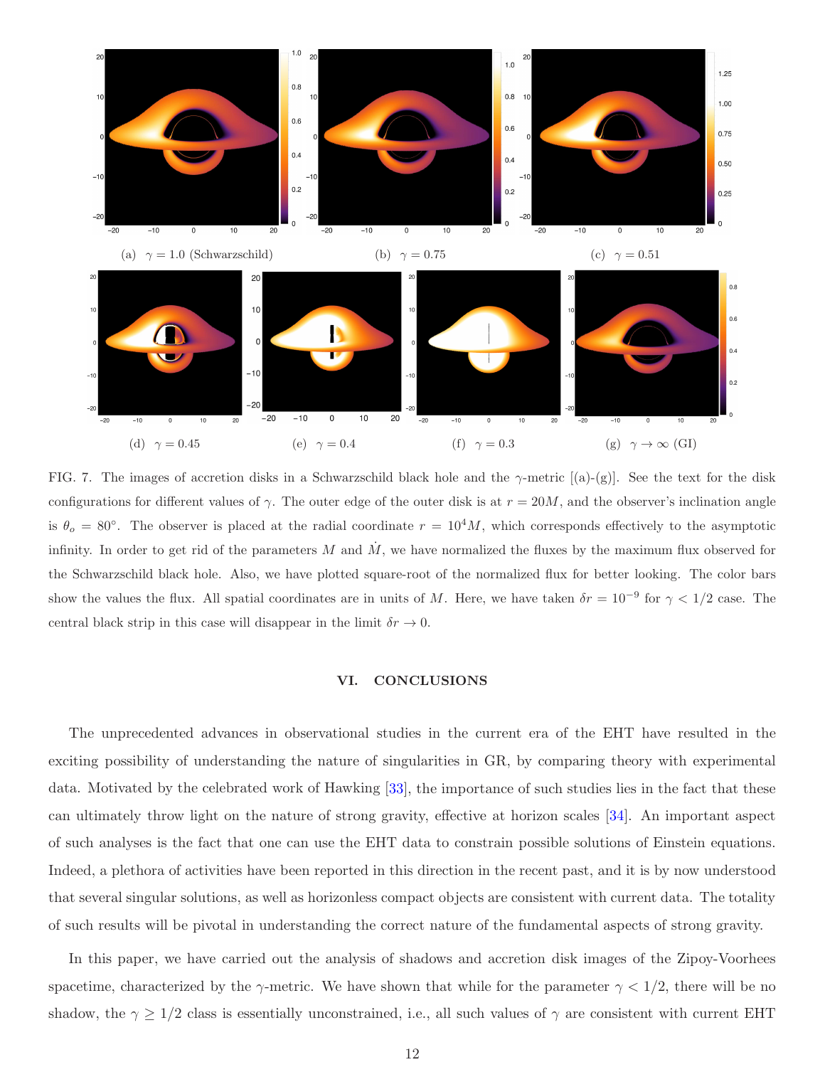(a) $\gamma = 1.0$ (Schwarzschild) (b) $\gamma = 0.75$ (c) $\gamma = 0.51$

(d) $\gamma = 0.45$ (e) $\gamma = 0.4$ (f) $\gamma = 0.3$ (g) $\gamma \to \infty$ (GI)

FIG. 7. The images of accretion disks in a Schwarzschild black hole and the $\gamma$-metric [(a)-(g)]. See the text for the disk configurations for different values of $\gamma$. The outer edge of the outer disk is at $r = 20M$, and the observer's inclination angle is $\theta_o = 80^\circ$. The observer is placed at the radial coordinate $r = 10^4 M$, which corresponds effectively to the asymptotic infinity. In order to get rid of the parameters $M$ and $\dot{M}$, we have normalized the fluxes by the maximum flux observed for the Schwarzschild black hole. Also, we have plotted square-root of the normalized flux for better looking. The color bars show the values the flux. All spatial coordinates are in units of $M$. Here, we have taken $\delta r = 10^{-9}$ for $\gamma < 1/2$ case. The central black strip in this case will disappear in the limit $\delta r \to 0$.

## VI. CONCLUSIONS

The unprecedented advances in observational studies in the current era of the EHT have resulted in the exciting possibility of understanding the nature of singularities in GR, by comparing theory with experimental data. Motivated by the celebrated work of Hawking [33], the importance of such studies lies in the fact that these can ultimately throw light on the nature of strong gravity, effective at horizon scales [34]. An important aspect of such analyses is the fact that one can use the EHT data to constrain possible solutions of Einstein equations. Indeed, a plethora of activities have been reported in this direction in the recent past, and it is by now understood that several singular solutions, as well as horizonless compact objects are consistent with current data. The totality of such results will be pivotal in understanding the correct nature of the fundamental aspects of strong gravity.

In this paper, we have carried out the analysis of shadows and accretion disk images of the Zipoy-Voorhees spacetime, characterized by the $\gamma$-metric. We have shown that while for the parameter $\gamma < 1/2$, there will be no shadow, the $\gamma \geq 1/2$ class is essentially unconstrained, i.e., all such values of $\gamma$ are consistent with current EHT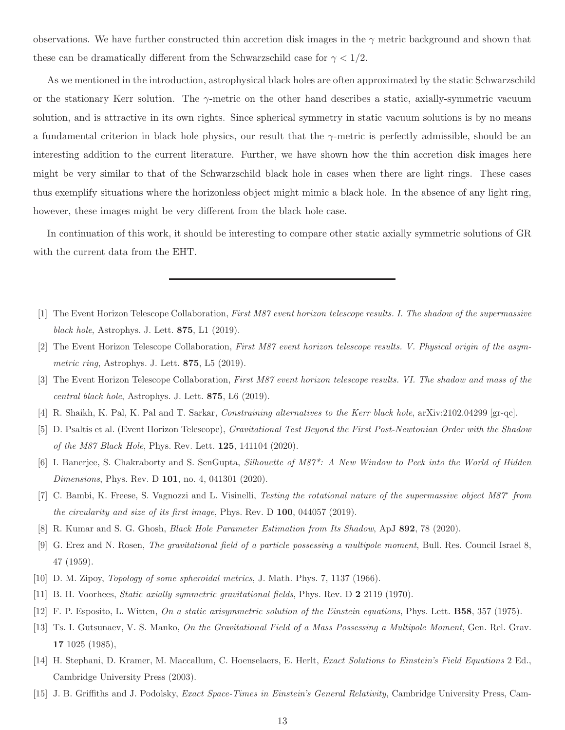observations. We have further constructed thin accretion disk images in the $\gamma$ metric background and shown that these can be dramatically different from the Schwarzschild case for $\gamma < 1/2$.

As we mentioned in the introduction, astrophysical black holes are often approximated by the static Schwarzschild or the stationary Kerr solution. The $\gamma$-metric on the other hand describes a static, axially-symmetric vacuum solution, and is attractive in its own rights. Since spherical symmetry in static vacuum solutions is by no means a fundamental criterion in black hole physics, our result that the $\gamma$-metric is perfectly admissible, should be an interesting addition to the current literature. Further, we have shown how the thin accretion disk images here might be very similar to that of the Schwarzschild black hole in cases when there are light rings. These cases thus exemplify situations where the horizonless object might mimic a black hole. In the absence of any light ring, however, these images might be very different from the black hole case.

In continuation of this work, it should be interesting to compare other static axially symmetric solutions of GR with the current data from the EHT.

---

[1] The Event Horizon Telescope Collaboration, *First M87 event horizon telescope results. I. The shadow of the supermassive black hole*, Astrophys. J. Lett. **875**, L1 (2019).

[2] The Event Horizon Telescope Collaboration, *First M87 event horizon telescope results. V. Physical origin of the asymmetric ring*, Astrophys. J. Lett. **875**, L5 (2019).

[3] The Event Horizon Telescope Collaboration, *First M87 event horizon telescope results. VI. The shadow and mass of the central black hole*, Astrophys. J. Lett. **875**, L6 (2019).

[4] R. Shaikh, K. Pal, K. Pal and T. Sarkar, *Constraining alternatives to the Kerr black hole*, arXiv:2102.04299 [gr-qc].

[5] D. Psaltis et al. (Event Horizon Telescope), *Gravitational Test Beyond the First Post-Newtonian Order with the Shadow of the M87 Black Hole*, Phys. Rev. Lett. **125**, 141104 (2020).

[6] I. Banerjee, S. Chakraborty and S. SenGupta, *Silhouette of M87\*: A New Window to Peek into the World of Hidden Dimensions*, Phys. Rev. D **101**, no. 4, 041301 (2020).

[7] C. Bambi, K. Freese, S. Vagnozzi and L. Visinelli, *Testing the rotational nature of the supermassive object M87\* from the circularity and size of its first image*, Phys. Rev. D **100**, 044057 (2019).

[8] R. Kumar and S. G. Ghosh, *Black Hole Parameter Estimation from Its Shadow*, ApJ **892**, 78 (2020).

[9] G. Erez and N. Rosen, *The gravitational field of a particle possessing a multipole moment*, Bull. Res. Council Israel 8, 47 (1959).

[10] D. M. Zipoy, *Topology of some spheroidal metrics*, J. Math. Phys. 7, 1137 (1966).

[11] B. H. Voorhees, *Static axially symmetric gravitational fields*, Phys. Rev. D **2** 2119 (1970).

[12] F. P. Esposito, L. Witten, *On a static axisymmetric solution of the Einstein equations*, Phys. Lett. **B58**, 357 (1975).

[13] Ts. I. Gutsunaev, V. S. Manko, *On the Gravitational Field of a Mass Possessing a Multipole Moment*, Gen. Rel. Grav. **17** 1025 (1985),

[14] H. Stephani, D. Kramer, M. Maccallum, C. Hoenselaers, E. Herlt, *Exact Solutions to Einstein's Field Equations* 2 Ed., Cambridge University Press (2003).

[15] J. B. Griffiths and J. Podolsky, *Exact Space-Times in Einstein's General Relativity*, Cambridge University Press, Cam-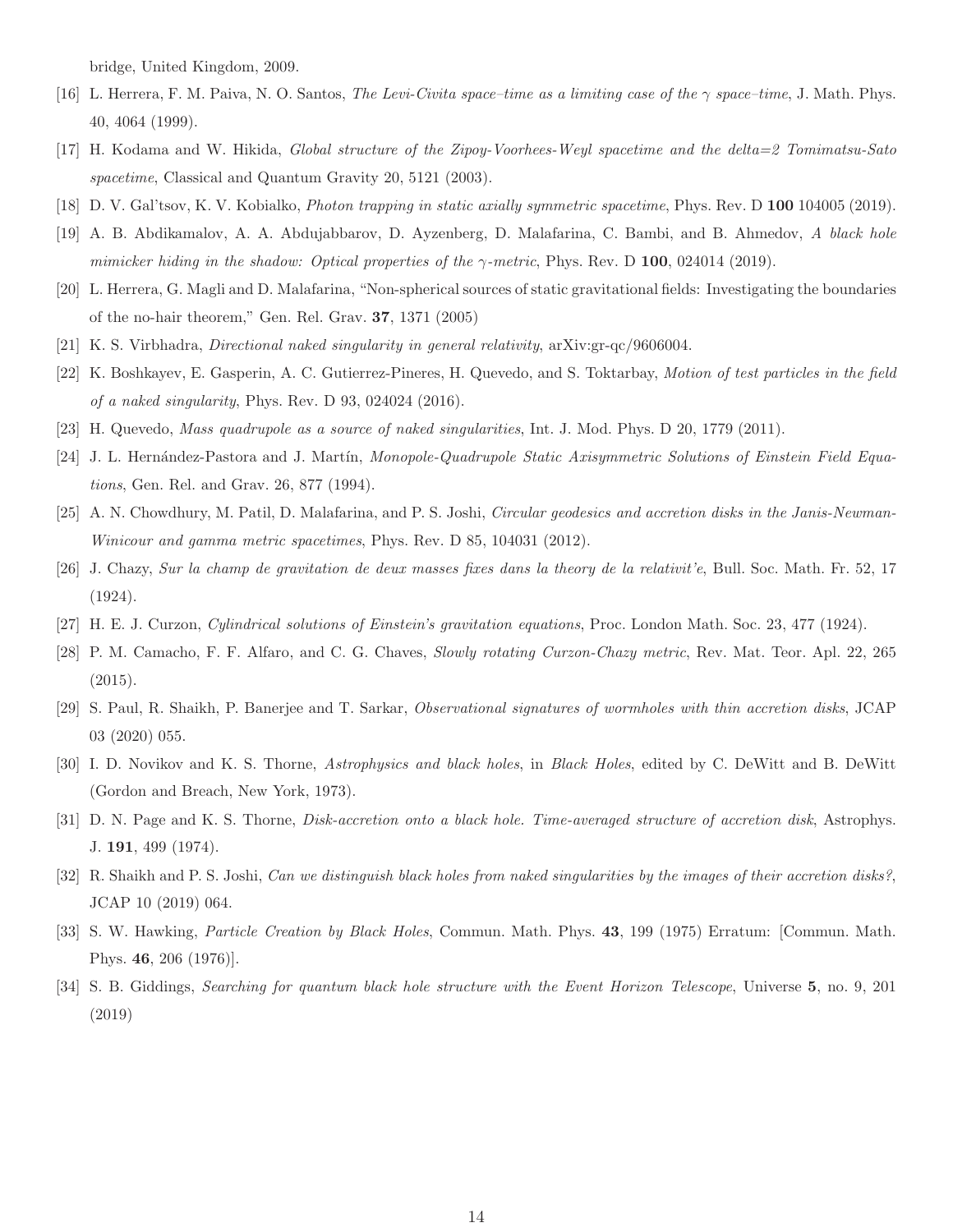bridge, United Kingdom, 2009.

[16] L. Herrera, F. M. Paiva, N. O. Santos, *The Levi-Civita space–time as a limiting case of the $\gamma$ space–time*, J. Math. Phys. 40, 4064 (1999).

[17] H. Kodama and W. Hikida, *Global structure of the Zipoy-Voorhees-Weyl spacetime and the delta=2 Tomimatsu-Sato spacetime*, Classical and Quantum Gravity 20, 5121 (2003).

[18] D. V. Gal'tsov, K. V. Kobialko, *Photon trapping in static axially symmetric spacetime*, Phys. Rev. D **100** 104005 (2019).

[19] A. B. Abdikamalov, A. A. Abdujabbarov, D. Ayzenberg, D. Malafarina, C. Bambi, and B. Ahmedov, *A black hole mimicker hiding in the shadow: Optical properties of the $\gamma$-metric*, Phys. Rev. D **100**, 024014 (2019).

[20] L. Herrera, G. Magli and D. Malafarina, "Non-spherical sources of static gravitational fields: Investigating the boundaries of the no-hair theorem," Gen. Rel. Grav. **37**, 1371 (2005)

[21] K. S. Virbhadra, *Directional naked singularity in general relativity*, arXiv:gr-qc/9606004.

[22] K. Boshkayev, E. Gasperin, A. C. Gutierrez-Pineres, H. Quevedo, and S. Toktarbay, *Motion of test particles in the field of a naked singularity*, Phys. Rev. D 93, 024024 (2016).

[23] H. Quevedo, *Mass quadrupole as a source of naked singularities*, Int. J. Mod. Phys. D 20, 1779 (2011).

[24] J. L. Hernández-Pastora and J. Martín, *Monopole-Quadrupole Static Axisymmetric Solutions of Einstein Field Equations*, Gen. Rel. and Grav. 26, 877 (1994).

[25] A. N. Chowdhury, M. Patil, D. Malafarina, and P. S. Joshi, *Circular geodesics and accretion disks in the Janis-Newman-Winicour and gamma metric spacetimes*, Phys. Rev. D 85, 104031 (2012).

[26] J. Chazy, *Sur la champ de gravitation de deux masses fixes dans la theory de la relativit'e*, Bull. Soc. Math. Fr. 52, 17 (1924).

[27] H. E. J. Curzon, *Cylindrical solutions of Einstein's gravitation equations*, Proc. London Math. Soc. 23, 477 (1924).

[28] P. M. Camacho, F. F. Alfaro, and C. G. Chaves, *Slowly rotating Curzon-Chazy metric*, Rev. Mat. Teor. Apl. 22, 265 (2015).

[29] S. Paul, R. Shaikh, P. Banerjee and T. Sarkar, *Observational signatures of wormholes with thin accretion disks*, JCAP 03 (2020) 055.

[30] I. D. Novikov and K. S. Thorne, *Astrophysics and black holes*, in *Black Holes*, edited by C. DeWitt and B. DeWitt (Gordon and Breach, New York, 1973).

[31] D. N. Page and K. S. Thorne, *Disk-accretion onto a black hole. Time-averaged structure of accretion disk*, Astrophys. J. **191**, 499 (1974).

[32] R. Shaikh and P. S. Joshi, *Can we distinguish black holes from naked singularities by the images of their accretion disks?*, JCAP 10 (2019) 064.

[33] S. W. Hawking, *Particle Creation by Black Holes*, Commun. Math. Phys. **43**, 199 (1975) Erratum: [Commun. Math. Phys. **46**, 206 (1976)].

[34] S. B. Giddings, *Searching for quantum black hole structure with the Event Horizon Telescope*, Universe **5**, no. 9, 201 (2019)